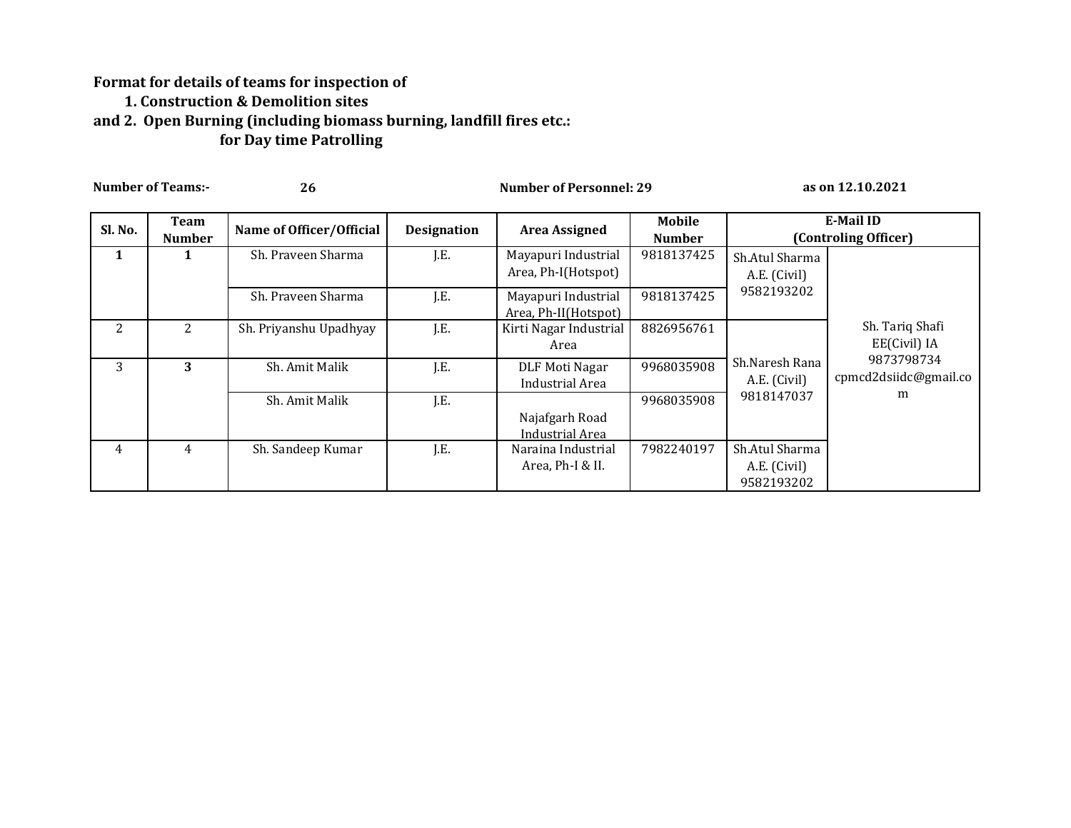**Format for details of teams for inspection of**
**1. Construction & Demolition sites**
**and 2. Open Burning (including biomass burning, landfill fires etc.:**
**for Day time Patrolling**

**Number of Teams:-** **26** **Number of Personnel: 29** **as on 12.10.2021**

| Sl. No. | Team Number | Name of Officer/Official | Designation | Area Assigned | Mobile Number | E-Mail ID (Controling Officer) | |
|---|---|---|---|---|---|---|---|
| **1** | **1** | Sh. Praveen Sharma | J.E. | Mayapuri Industrial Area, Ph-I(Hotspot) | 9818137425 | Sh.Atul Sharma A.E. (Civil) 9582193202 | Sh. Tariq Shafi EE(Civil) IA 9873798734 cpmcd2dsiidc@gmail.com |
| | | Sh. Praveen Sharma | J.E. | Mayapuri Industrial Area, Ph-II(Hotspot) | 9818137425 | | |
| 2 | 2 | Sh. Priyanshu Upadhyay | J.E. | Kirti Nagar Industrial Area | 8826956761 | Sh.Naresh Rana A.E. (Civil) 9818147037 | |
| 3 | **3** | Sh. Amit Malik | J.E. | DLF Moti Nagar Industrial Area | 9968035908 | | |
| | | Sh. Amit Malik | J.E. | Najafgarh Road Industrial Area | 9968035908 | | |
| 4 | 4 | Sh. Sandeep Kumar | J.E. | Naraina Industrial Area, Ph-I & II. | 7982240197 | Sh.Atul Sharma A.E. (Civil) 9582193202 | |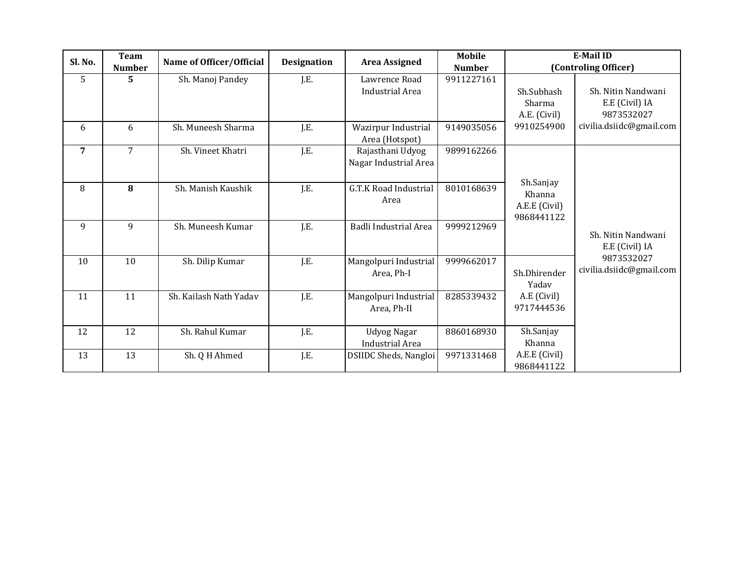| Sl. No. | Team Number | Name of Officer/Official | Designation | Area Assigned | Mobile Number | E-Mail ID (Controling Officer) | |
|---|---|---|---|---|---|---|---|
| 5 | **5** | Sh. Manoj Pandey | J.E. | Lawrence Road Industrial Area | 9911227161 | Sh.Subhash Sharma A.E. (Civil) 9910254900 | Sh. Nitin Nandwani E.E (Civil) IA 9873532027 civilia.dsiidc@gmail.com |
| 6 | 6 | Sh. Muneesh Sharma | J.E. | Wazirpur Industrial Area (Hotspot) | 9149035056 | | |
| **7** | 7 | Sh. Vineet Khatri | J.E. | Rajasthani Udyog Nagar Industrial Area | 9899162266 | Sh.Sanjay Khanna A.E.E (Civil) 9868441122 | Sh. Nitin Nandwani E.E (Civil) IA 9873532027 civilia.dsiidc@gmail.com |
| 8 | **8** | Sh. Manish Kaushik | J.E. | G.T.K Road Industrial Area | 8010168639 | | |
| 9 | 9 | Sh. Muneesh Kumar | J.E. | Badli Industrial Area | 9999212969 | | |
| 10 | 10 | Sh. Dilip Kumar | J.E. | Mangolpuri Industrial Area, Ph-I | 9999662017 | Sh.Dhirender Yadav A.E (Civil) 9717444536 | |
| 11 | 11 | Sh. Kailash Nath Yadav | J.E. | Mangolpuri Industrial Area, Ph-II | 8285339432 | | |
| 12 | 12 | Sh. Rahul Kumar | J.E. | Udyog Nagar Industrial Area | 8860168930 | Sh.Sanjay Khanna A.E.E (Civil) 9868441122 | |
| 13 | 13 | Sh. Q H Ahmed | J.E. | DSIIDC Sheds, Nangloi | 9971331468 | | |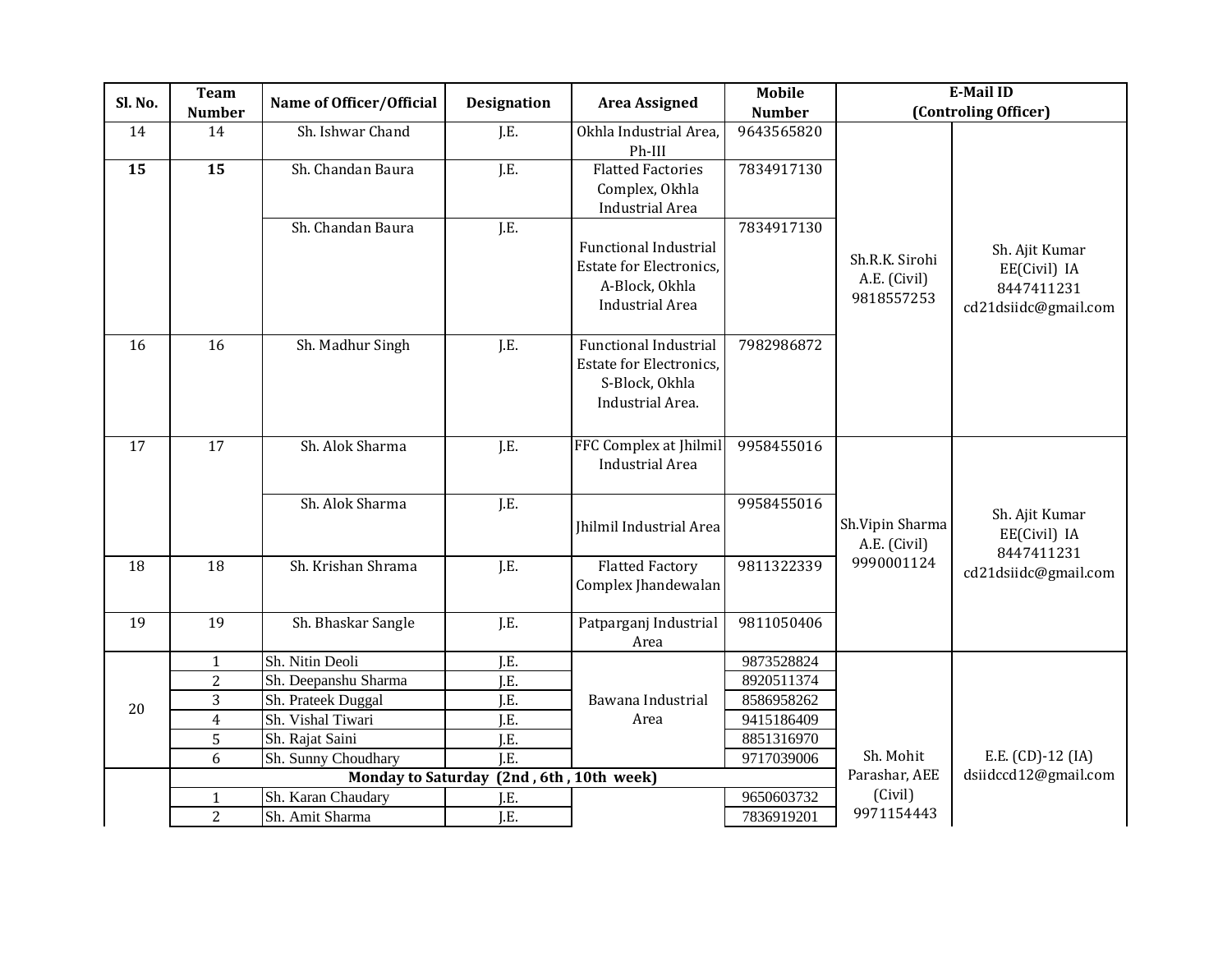| Sl. No. | Team Number | Name of Officer/Official | Designation | Area Assigned | Mobile Number | E-Mail ID (Controling Officer) | |
|---|---|---|---|---|---|---|---|
| 14 | 14 | Sh. Ishwar Chand | J.E. | Okhla Industrial Area, Ph-III | 9643565820 | Sh.R.K. Sirohi A.E. (Civil) 9818557253 | Sh. Ajit Kumar EE(Civil) IA 8447411231 cd21dsiidc@gmail.com |
| **15** | **15** | Sh. Chandan Baura | J.E. | Flatted Factories Complex, Okhla Industrial Area | 7834917130 | | |
| | | Sh. Chandan Baura | J.E. | Functional Industrial Estate for Electronics, A-Block, Okhla Industrial Area | 7834917130 | | |
| 16 | 16 | Sh. Madhur Singh | J.E. | Functional Industrial Estate for Electronics, S-Block, Okhla Industrial Area. | 7982986872 | | |
| 17 | 17 | Sh. Alok Sharma | J.E. | FFC Complex at Jhilmil Industrial Area | 9958455016 | Sh.Vipin Sharma A.E. (Civil) 9990001124 | Sh. Ajit Kumar EE(Civil) IA 8447411231 cd21dsiidc@gmail.com |
| | | Sh. Alok Sharma | J.E. | Jhilmil Industrial Area | 9958455016 | | |
| 18 | 18 | Sh. Krishan Shrama | J.E. | Flatted Factory Complex Jhandewalan | 9811322339 | | |
| 19 | 19 | Sh. Bhaskar Sangle | J.E. | Patparganj Industrial Area | 9811050406 | | |
| 20 | 1 | Sh. Nitin Deoli | J.E. | Bawana Industrial Area | 9873528824 | Sh. Mohit Parashar, AEE (Civil) 9971154443 | E.E. (CD)-12 (IA) dsiidccd12@gmail.com |
| | 2 | Sh. Deepanshu Sharma | J.E. | | 8920511374 | | |
| | 3 | Sh. Prateek Duggal | J.E. | | 8586958262 | | |
| | 4 | Sh. Vishal Tiwari | J.E. | | 9415186409 | | |
| | 5 | Sh. Rajat Saini | J.E. | | 8851316970 | | |
| | 6 | Sh. Sunny Choudhary | J.E. | | 9717039006 | | |
| | **Monday to Saturday (2nd , 6th , 10th week)** | | | | | | |
| | 1 | Sh. Karan Chaudary | J.E. | | 9650603732 | | |
| | 2 | Sh. Amit Sharma | J.E. | | 7836919201 | | |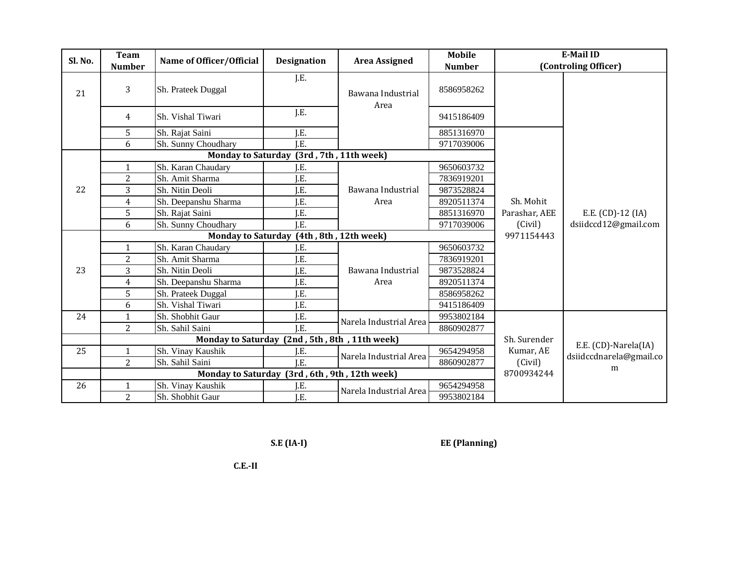| Sl. No. | Team Number | Name of Officer/Official | Designation | Area Assigned | Mobile Number | E-Mail ID (Controling Officer) | |
|---|---|---|---|---|---|---|---|
| 21 | 3 | Sh. Prateek Duggal | J.E. | Bawana Industrial Area | 8586958262 | | E.E. (CD)-12 (IA) dsiidccd12@gmail.com |
| | 4 | Sh. Vishal Tiwari | J.E. | | 9415186409 | | |
| | 5 | Sh. Rajat Saini | J.E. | | 8851316970 | Sh. Mohit Parashar, AEE (Civil) 9971154443 | |
| | 6 | Sh. Sunny Choudhary | J.E. | | 9717039006 | | |
| 22 | **Monday to Saturday (3rd , 7th , 11th week)** | | | | | | |
| | 1 | Sh. Karan Chaudary | J.E. | Bawana Industrial Area | 9650603732 | | |
| | 2 | Sh. Amit Sharma | J.E. | | 7836919201 | | |
| | 3 | Sh. Nitin Deoli | J.E. | | 9873528824 | | |
| | 4 | Sh. Deepanshu Sharma | J.E. | | 8920511374 | | |
| | 5 | Sh. Rajat Saini | J.E. | | 8851316970 | | |
| | 6 | Sh. Sunny Choudhary | J.E. | | 9717039006 | | |
| 23 | **Monday to Saturday (4th , 8th , 12th week)** | | | | | | |
| | 1 | Sh. Karan Chaudary | J.E. | Bawana Industrial Area | 9650603732 | | |
| | 2 | Sh. Amit Sharma | J.E. | | 7836919201 | | |
| | 3 | Sh. Nitin Deoli | J.E. | | 9873528824 | | |
| | 4 | Sh. Deepanshu Sharma | J.E. | | 8920511374 | | |
| | 5 | Sh. Prateek Duggal | J.E. | | 8586958262 | | |
| | 6 | Sh. Vishal Tiwari | J.E. | | 9415186409 | | |
| 24 | 1 | Sh. Shobhit Gaur | J.E. | Narela Industrial Area | 9953802184 | Sh. Surender Kumar, AE (Civil) 8700934244 | E.E. (CD)-Narela(IA) dsiidccdnarela@gmail.com |
| | 2 | Sh. Sahil Saini | J.E. | | 8860902877 | | |
| | **Monday to Saturday (2nd , 5th , 8th , 11th week)** | | | | | | |
| 25 | 1 | Sh. Vinay Kaushik | J.E. | Narela Industrial Area | 9654294958 | | |
| | 2 | Sh. Sahil Saini | J.E. | | 8860902877 | | |
| | **Monday to Saturday (3rd , 6th , 9th , 12th week)** | | | | | | |
| 26 | 1 | Sh. Vinay Kaushik | J.E. | Narela Industrial Area | 9654294958 | | |
| | 2 | Sh. Shobhit Gaur | J.E. | | 9953802184 | | |

**S.E (IA-I)** **EE (Planning)**

**C.E.-II**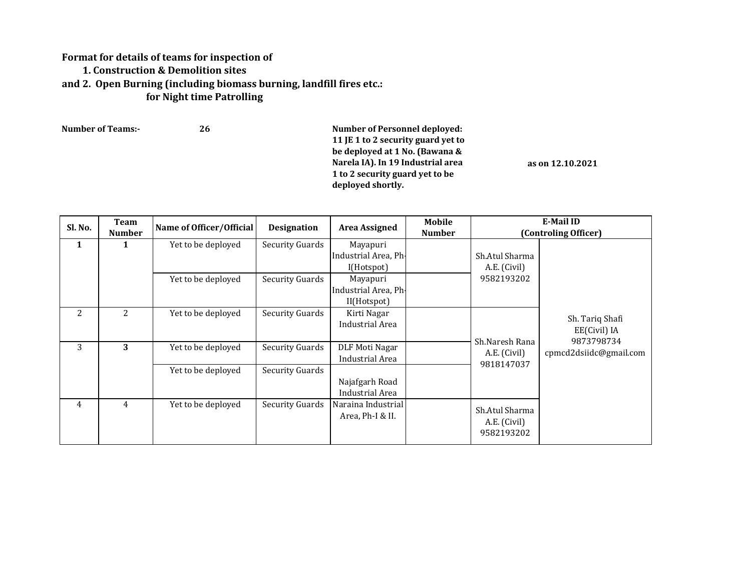**Format for details of teams for inspection of**
**1. Construction & Demolition sites**
**and 2. Open Burning (including biomass burning, landfill fires etc.:**
**for Night time Patrolling**

**Number of Teams:-** **26**

**Number of Personnel deployed: 11 JE 1 to 2 security guard yet to be deployed at 1 No. (Bawana & Narela IA). In 19 Industrial area 1 to 2 security guard yet to be deployed shortly.**

**as on 12.10.2021**

| Sl. No. | Team Number | Name of Officer/Official | Designation | Area Assigned | Mobile Number | E-Mail ID (Controling Officer) | |
|---|---|---|---|---|---|---|---|
| **1** | **1** | Yet to be deployed | Security Guards | Mayapuri Industrial Area, Ph-I(Hotspot) | | Sh.Atul Sharma A.E. (Civil) 9582193202 | Sh. Tariq Shafi EE(Civil) IA 9873798734 cpmcd2dsiidc@gmail.com |
| | | Yet to be deployed | Security Guards | Mayapuri Industrial Area, Ph-II(Hotspot) | | | |
| 2 | 2 | Yet to be deployed | Security Guards | Kirti Nagar Industrial Area | | Sh.Naresh Rana A.E. (Civil) 9818147037 | |
| 3 | **3** | Yet to be deployed | Security Guards | DLF Moti Nagar Industrial Area | | | |
| | | Yet to be deployed | Security Guards | Najafgarh Road Industrial Area | | | |
| 4 | 4 | Yet to be deployed | Security Guards | Naraina Industrial Area, Ph-I & II. | | Sh.Atul Sharma A.E. (Civil) 9582193202 | |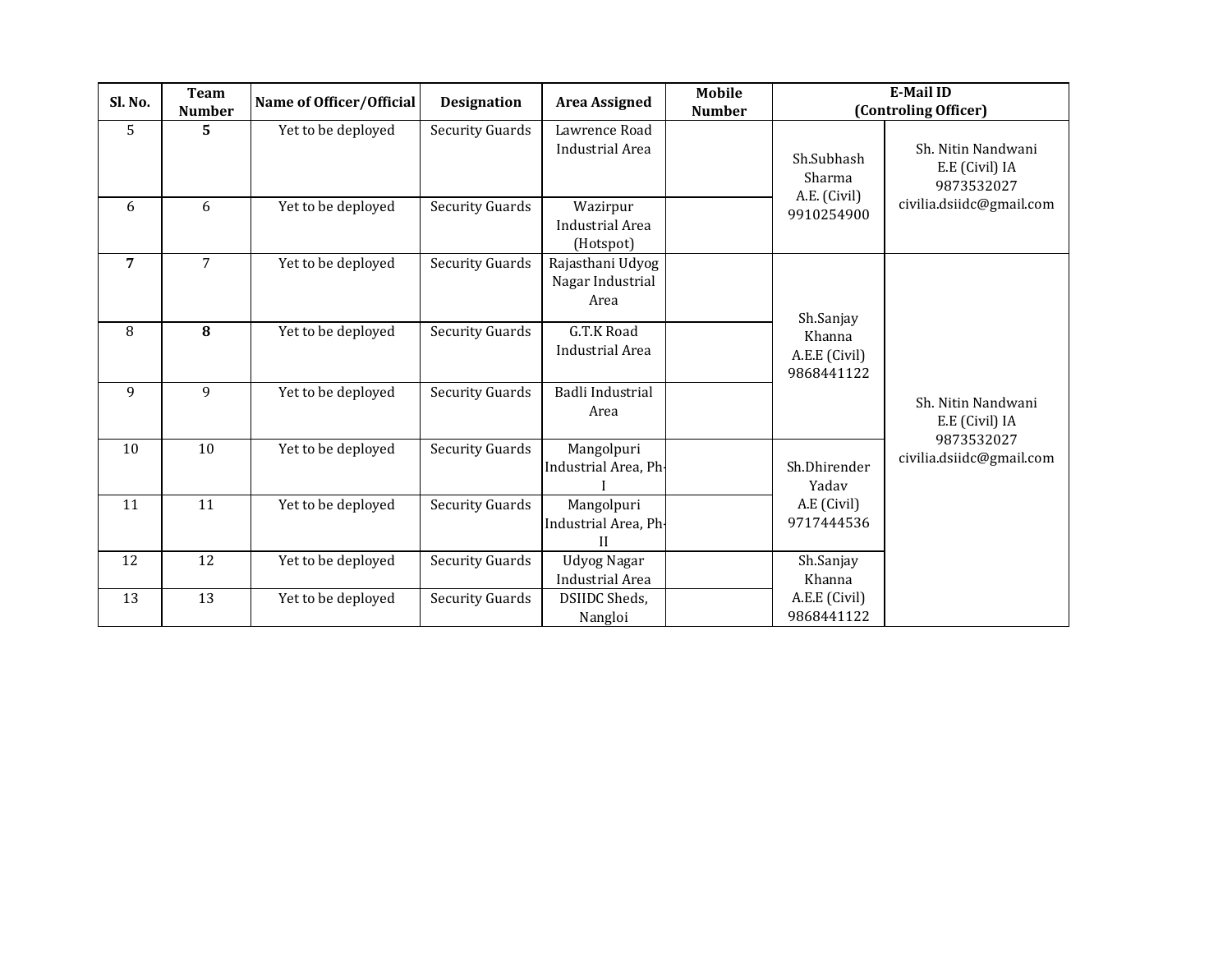| Sl. No. | Team Number | Name of Officer/Official | Designation | Area Assigned | Mobile Number | E-Mail ID (Controling Officer) | |
|---|---|---|---|---|---|---|---|
| 5 | **5** | Yet to be deployed | Security Guards | Lawrence Road Industrial Area | | Sh.Subhash Sharma A.E. (Civil) 9910254900 | Sh. Nitin Nandwani E.E (Civil) IA 9873532027 civilia.dsiidc@gmail.com |
| 6 | 6 | Yet to be deployed | Security Guards | Wazirpur Industrial Area (Hotspot) | | | |
| **7** | 7 | Yet to be deployed | Security Guards | Rajasthani Udyog Nagar Industrial Area | | Sh.Sanjay Khanna A.E.E (Civil) 9868441122 | Sh. Nitin Nandwani E.E (Civil) IA 9873532027 civilia.dsiidc@gmail.com |
| 8 | **8** | Yet to be deployed | Security Guards | G.T.K Road Industrial Area | | | |
| 9 | 9 | Yet to be deployed | Security Guards | Badli Industrial Area | | | |
| 10 | 10 | Yet to be deployed | Security Guards | Mangolpuri Industrial Area, Ph-I | | Sh.Dhirender Yadav A.E (Civil) 9717444536 | |
| 11 | 11 | Yet to be deployed | Security Guards | Mangolpuri Industrial Area, Ph-II | | | |
| 12 | 12 | Yet to be deployed | Security Guards | Udyog Nagar Industrial Area | | Sh.Sanjay Khanna A.E.E (Civil) 9868441122 | |
| 13 | 13 | Yet to be deployed | Security Guards | DSIIDC Sheds, Nangloi | | | |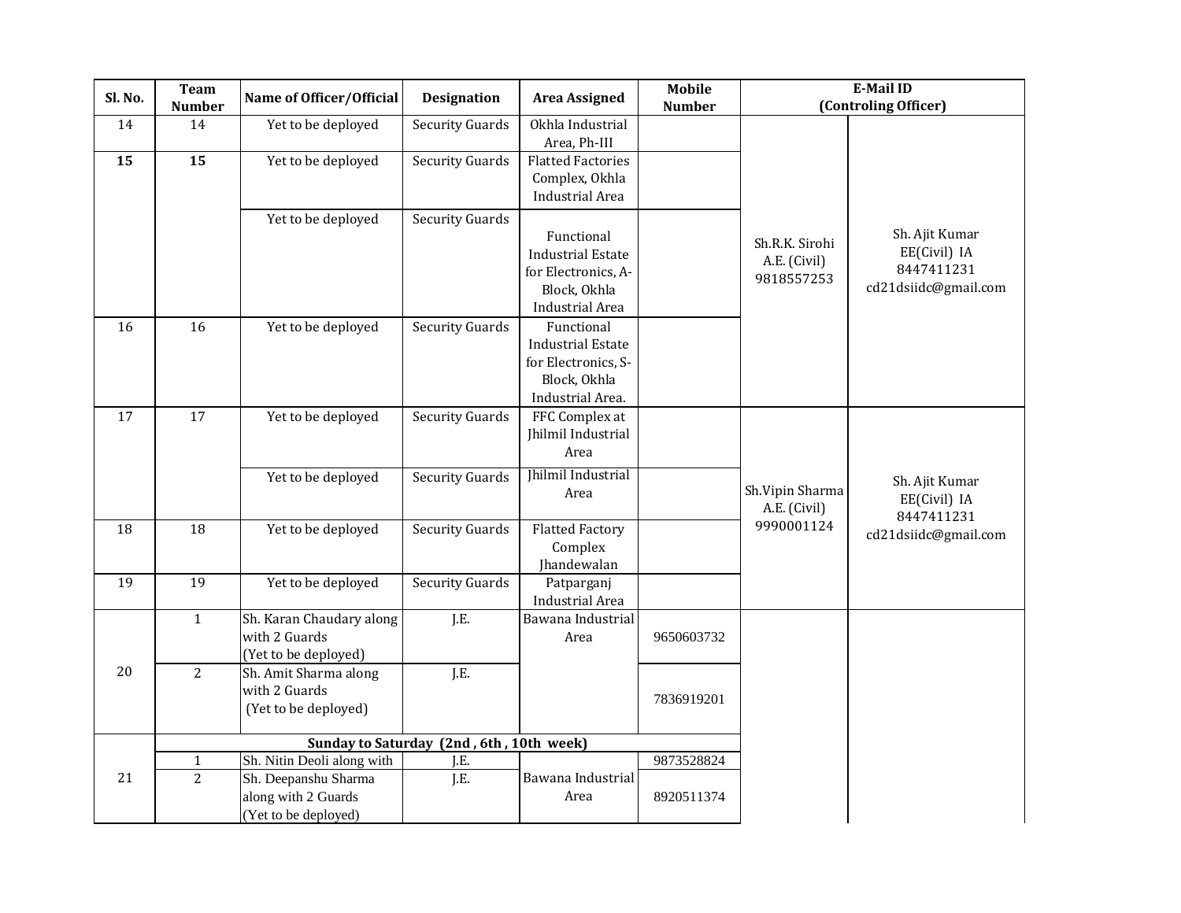| Sl. No. | Team Number | Name of Officer/Official | Designation | Area Assigned | Mobile Number | E-Mail ID (Controling Officer) | |
|---|---|---|---|---|---|---|---|
| 14 | 14 | Yet to be deployed | Security Guards | Okhla Industrial Area, Ph-III | | Sh.R.K. Sirohi A.E. (Civil) 9818557253 | Sh. Ajit Kumar EE(Civil) IA 8447411231 cd21dsiidc@gmail.com |
| **15** | **15** | Yet to be deployed | Security Guards | Flatted Factories Complex, Okhla Industrial Area | | | |
| | | Yet to be deployed | Security Guards | Functional Industrial Estate for Electronics, A-Block, Okhla Industrial Area | | | |
| 16 | 16 | Yet to be deployed | Security Guards | Functional Industrial Estate for Electronics, S-Block, Okhla Industrial Area. | | | |
| 17 | 17 | Yet to be deployed | Security Guards | FFC Complex at Jhilmil Industrial Area | | Sh.Vipin Sharma A.E. (Civil) 9990001124 | Sh. Ajit Kumar EE(Civil) IA 8447411231 cd21dsiidc@gmail.com |
| | | Yet to be deployed | Security Guards | Jhilmil Industrial Area | | | |
| 18 | 18 | Yet to be deployed | Security Guards | Flatted Factory Complex Jhandewalan | | | |
| 19 | 19 | Yet to be deployed | Security Guards | Patparganj Industrial Area | | | |
| 20 | 1 | Sh. Karan Chaudary along with 2 Guards (Yet to be deployed) | J.E. | Bawana Industrial Area | 9650603732 | | |
| | 2 | Sh. Amit Sharma along with 2 Guards (Yet to be deployed) | J.E. | | 7836919201 | | |
| 21 | **Sunday to Saturday (2nd , 6th , 10th week)** | | | | | | |
| | 1 | Sh. Nitin Deoli along with | J.E. | Bawana Industrial Area | 9873528824 | | |
| | 2 | Sh. Deepanshu Sharma along with 2 Guards (Yet to be deployed) | J.E. | | 8920511374 | | |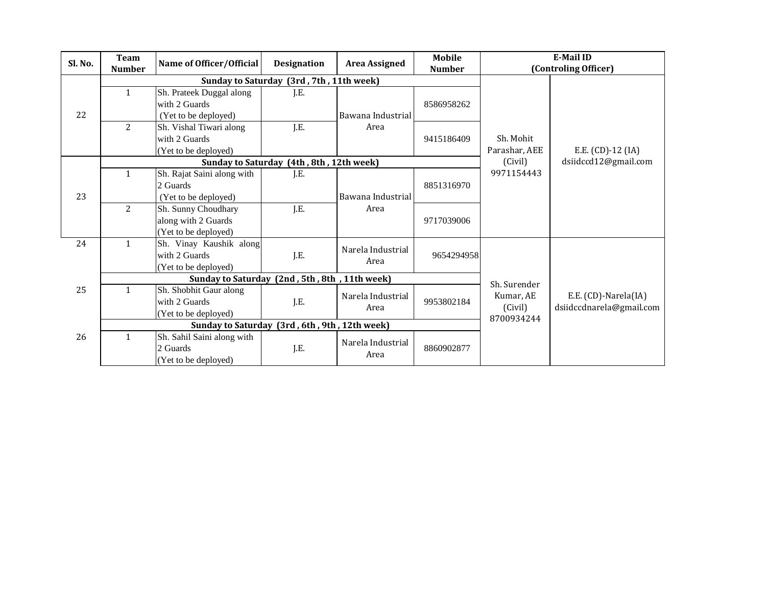| Sl. No. | Team Number | Name of Officer/Official | Designation | Area Assigned | Mobile Number | E-Mail ID (Controling Officer) | |
|---|---|---|---|---|---|---|---|
| | **Sunday to Saturday (3rd , 7th , 11th week)** | | | | | | |
| 22 | 1 | Sh. Prateek Duggal along with 2 Guards (Yet to be deployed) | J.E. | Bawana Industrial Area | 8586958262 | Sh. Mohit Parashar, AEE (Civil) 9971154443 | E.E. (CD)-12 (IA) dsiidccd12@gmail.com |
| | 2 | Sh. Vishal Tiwari along with 2 Guards (Yet to be deployed) | J.E. | Bawana Industrial Area | 9415186409 | | |
| | **Sunday to Saturday (4th , 8th , 12th week)** | | | | | | |
| 23 | 1 | Sh. Rajat Saini along with 2 Guards (Yet to be deployed) | J.E. | Bawana Industrial Area | 8851316970 | | |
| | 2 | Sh. Sunny Choudhary along with 2 Guards (Yet to be deployed) | J.E. | Bawana Industrial Area | 9717039006 | | |
| 24 | 1 | Sh. Vinay Kaushik along with 2 Guards (Yet to be deployed) | J.E. | Narela Industrial Area | 9654294958 | Sh. Surender Kumar, AE (Civil) 8700934244 | E.E. (CD)-Narela(IA) dsiidccdnarela@gmail.com |
| | **Sunday to Saturday (2nd , 5th , 8th , 11th week)** | | | | | | |
| 25 | 1 | Sh. Shobhit Gaur along with 2 Guards (Yet to be deployed) | J.E. | Narela Industrial Area | 9953802184 | | |
| | **Sunday to Saturday (3rd , 6th , 9th , 12th week)** | | | | | | |
| 26 | 1 | Sh. Sahil Saini along with 2 Guards (Yet to be deployed) | J.E. | Narela Industrial Area | 8860902877 | | |